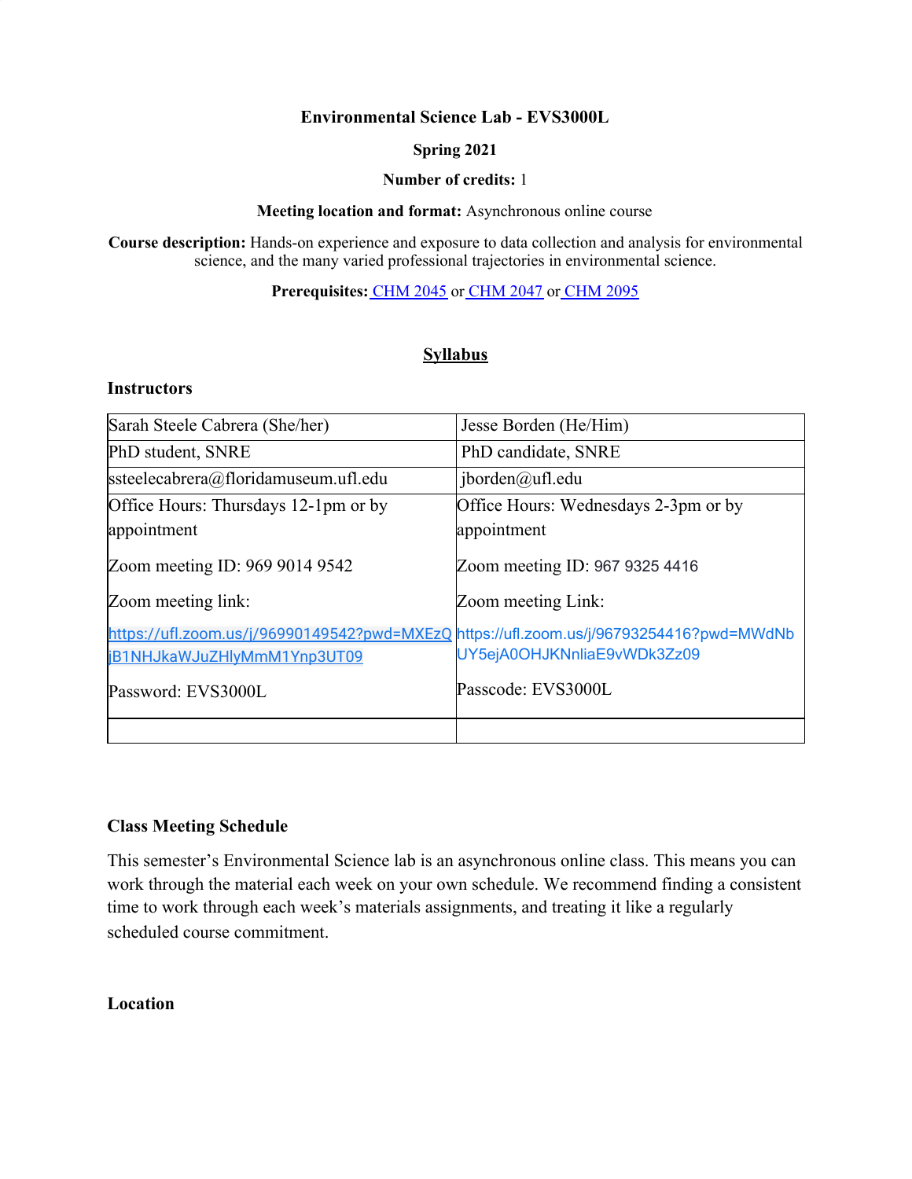**Environmental Science Lab - EVS3000L**

**Spring 2021**

**Number of credits:** 1

**Meeting location and format:** Asynchronous online course

**Course description:** Hands-on experience and exposure to data collection and analysis for environmental science, and the many varied professional trajectories in environmental science.

**Prerequisites:** CHM 2045 or CHM 2047 or CHM 2095

## Syllabus

### Instructors

| Sarah Steele Cabrera (She/her) | Jesse Borden (He/Him) |
|---|---|
| PhD student, SNRE | PhD candidate, SNRE |
| ssteelecabrera@floridamuseum.ufl.edu | jborden@ufl.edu |
| Office Hours: Thursdays 12-1pm or by appointment<br><br>Zoom meeting ID: 969 9014 9542<br><br>Zoom meeting link:<br><br>https://ufl.zoom.us/j/96990149542?pwd=MXEzQjB1NHJkaWJuZHlyMmM1Ynp3UT09<br><br>Password: EVS3000L | Office Hours: Wednesdays 2-3pm or by appointment<br><br>Zoom meeting ID: 967 9325 4416<br><br>Zoom meeting Link:<br><br>https://ufl.zoom.us/j/96793254416?pwd=MWdNbUY5ejA0OHJKNnliaE9vWDk3Zz09<br><br>Passcode: EVS3000L |
| | |

### Class Meeting Schedule

This semester's Environmental Science lab is an asynchronous online class. This means you can work through the material each week on your own schedule. We recommend finding a consistent time to work through each week's materials assignments, and treating it like a regularly scheduled course commitment.

### Location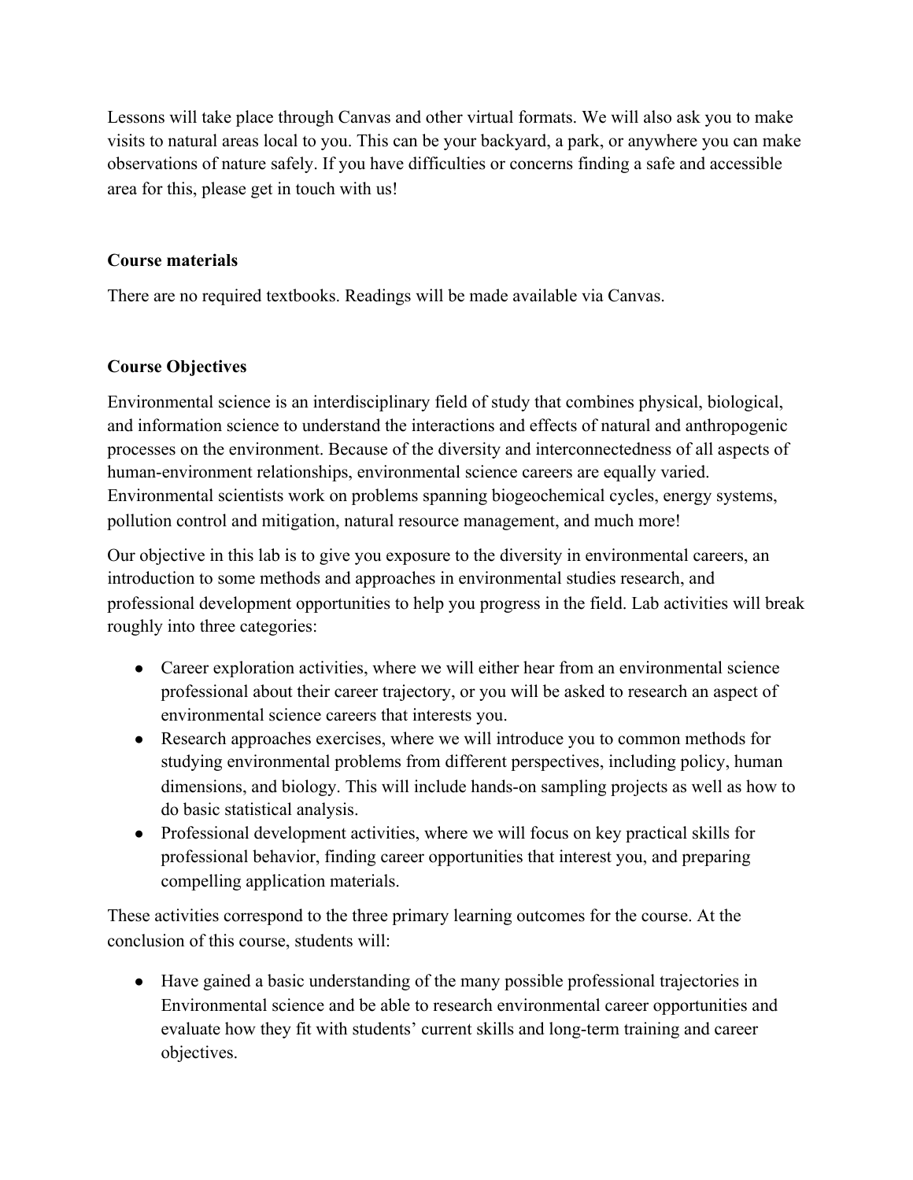Lessons will take place through Canvas and other virtual formats. We will also ask you to make visits to natural areas local to you. This can be your backyard, a park, or anywhere you can make observations of nature safely. If you have difficulties or concerns finding a safe and accessible area for this, please get in touch with us!

**Course materials**

There are no required textbooks. Readings will be made available via Canvas.

**Course Objectives**

Environmental science is an interdisciplinary field of study that combines physical, biological, and information science to understand the interactions and effects of natural and anthropogenic processes on the environment. Because of the diversity and interconnectedness of all aspects of human-environment relationships, environmental science careers are equally varied. Environmental scientists work on problems spanning biogeochemical cycles, energy systems, pollution control and mitigation, natural resource management, and much more!

Our objective in this lab is to give you exposure to the diversity in environmental careers, an introduction to some methods and approaches in environmental studies research, and professional development opportunities to help you progress in the field. Lab activities will break roughly into three categories:

- Career exploration activities, where we will either hear from an environmental science professional about their career trajectory, or you will be asked to research an aspect of environmental science careers that interests you.
- Research approaches exercises, where we will introduce you to common methods for studying environmental problems from different perspectives, including policy, human dimensions, and biology. This will include hands-on sampling projects as well as how to do basic statistical analysis.
- Professional development activities, where we will focus on key practical skills for professional behavior, finding career opportunities that interest you, and preparing compelling application materials.

These activities correspond to the three primary learning outcomes for the course. At the conclusion of this course, students will:

- Have gained a basic understanding of the many possible professional trajectories in Environmental science and be able to research environmental career opportunities and evaluate how they fit with students' current skills and long-term training and career objectives.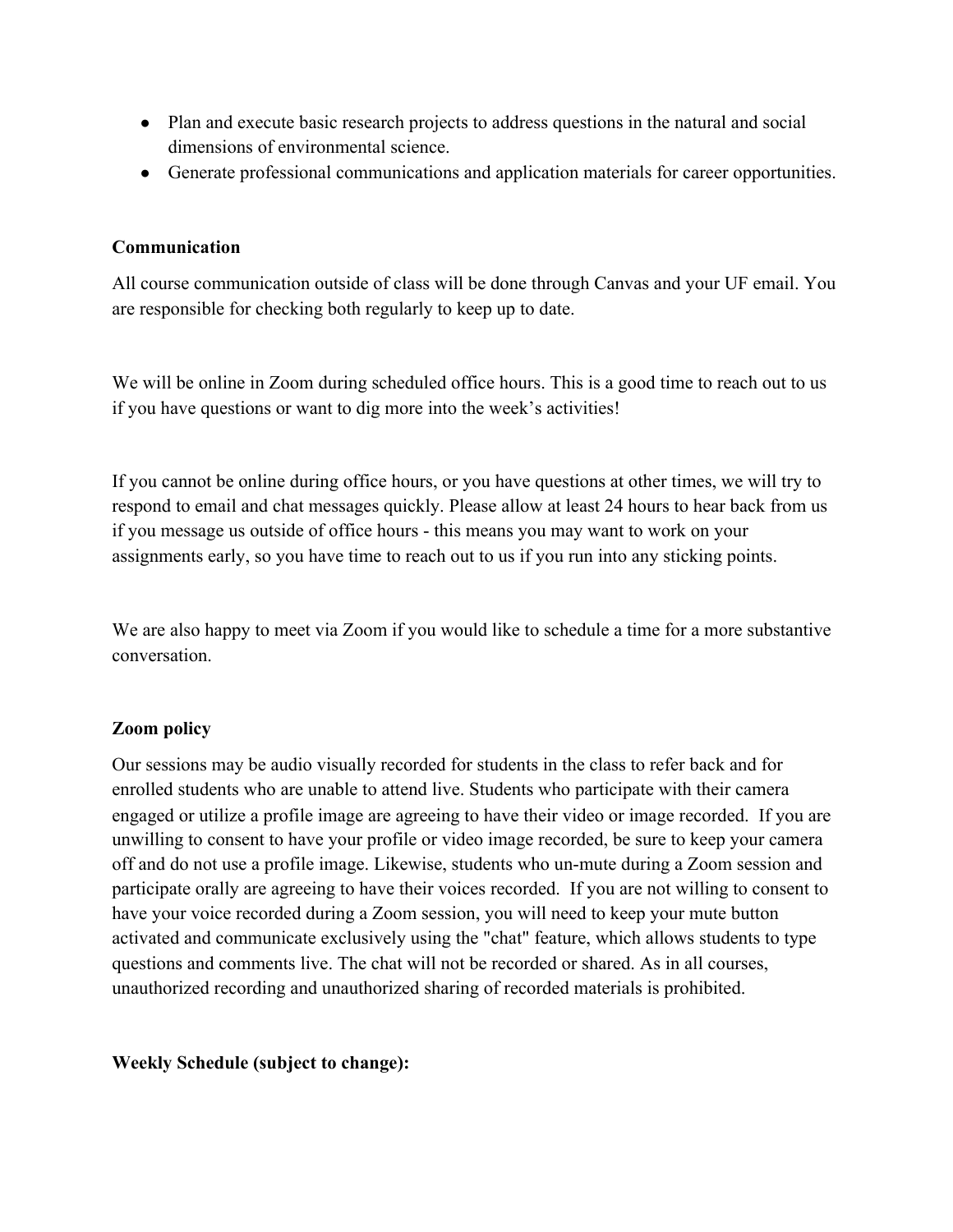- Plan and execute basic research projects to address questions in the natural and social dimensions of environmental science.
- Generate professional communications and application materials for career opportunities.

**Communication**

All course communication outside of class will be done through Canvas and your UF email. You are responsible for checking both regularly to keep up to date.

We will be online in Zoom during scheduled office hours. This is a good time to reach out to us if you have questions or want to dig more into the week's activities!

If you cannot be online during office hours, or you have questions at other times, we will try to respond to email and chat messages quickly. Please allow at least 24 hours to hear back from us if you message us outside of office hours - this means you may want to work on your assignments early, so you have time to reach out to us if you run into any sticking points.

We are also happy to meet via Zoom if you would like to schedule a time for a more substantive conversation.

**Zoom policy**

Our sessions may be audio visually recorded for students in the class to refer back and for enrolled students who are unable to attend live. Students who participate with their camera engaged or utilize a profile image are agreeing to have their video or image recorded. If you are unwilling to consent to have your profile or video image recorded, be sure to keep your camera off and do not use a profile image. Likewise, students who un-mute during a Zoom session and participate orally are agreeing to have their voices recorded. If you are not willing to consent to have your voice recorded during a Zoom session, you will need to keep your mute button activated and communicate exclusively using the "chat" feature, which allows students to type questions and comments live. The chat will not be recorded or shared. As in all courses, unauthorized recording and unauthorized sharing of recorded materials is prohibited.

**Weekly Schedule (subject to change):**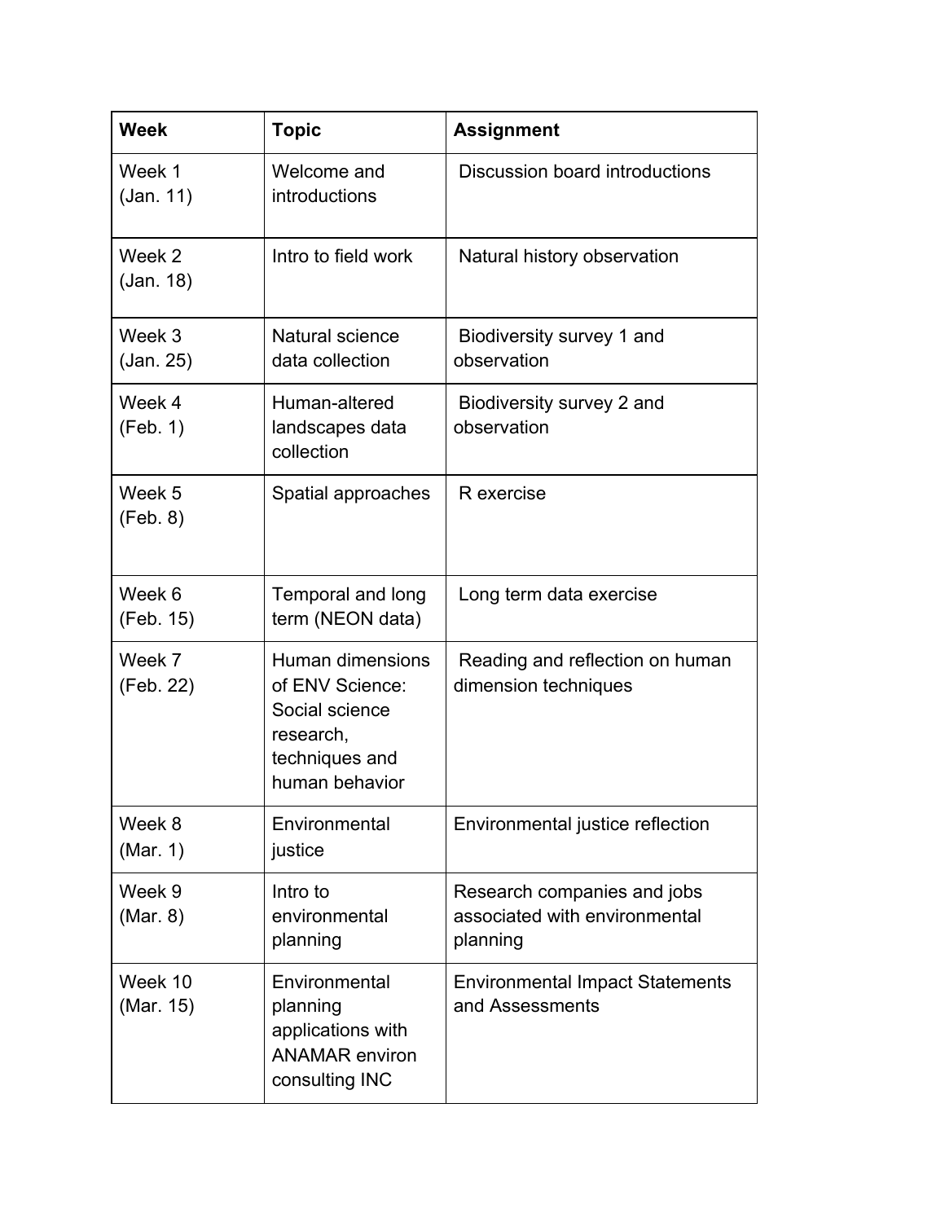| Week | Topic | Assignment |
|---|---|---|
| Week 1 (Jan. 11) | Welcome and introductions | Discussion board introductions |
| Week 2 (Jan. 18) | Intro to field work | Natural history observation |
| Week 3 (Jan. 25) | Natural science data collection | Biodiversity survey 1 and observation |
| Week 4 (Feb. 1) | Human-altered landscapes data collection | Biodiversity survey 2 and observation |
| Week 5 (Feb. 8) | Spatial approaches | R exercise |
| Week 6 (Feb. 15) | Temporal and long term (NEON data) | Long term data exercise |
| Week 7 (Feb. 22) | Human dimensions of ENV Science: Social science research, techniques and human behavior | Reading and reflection on human dimension techniques |
| Week 8 (Mar. 1) | Environmental justice | Environmental justice reflection |
| Week 9 (Mar. 8) | Intro to environmental planning | Research companies and jobs associated with environmental planning |
| Week 10 (Mar. 15) | Environmental planning applications with ANAMAR environ consulting INC | Environmental Impact Statements and Assessments |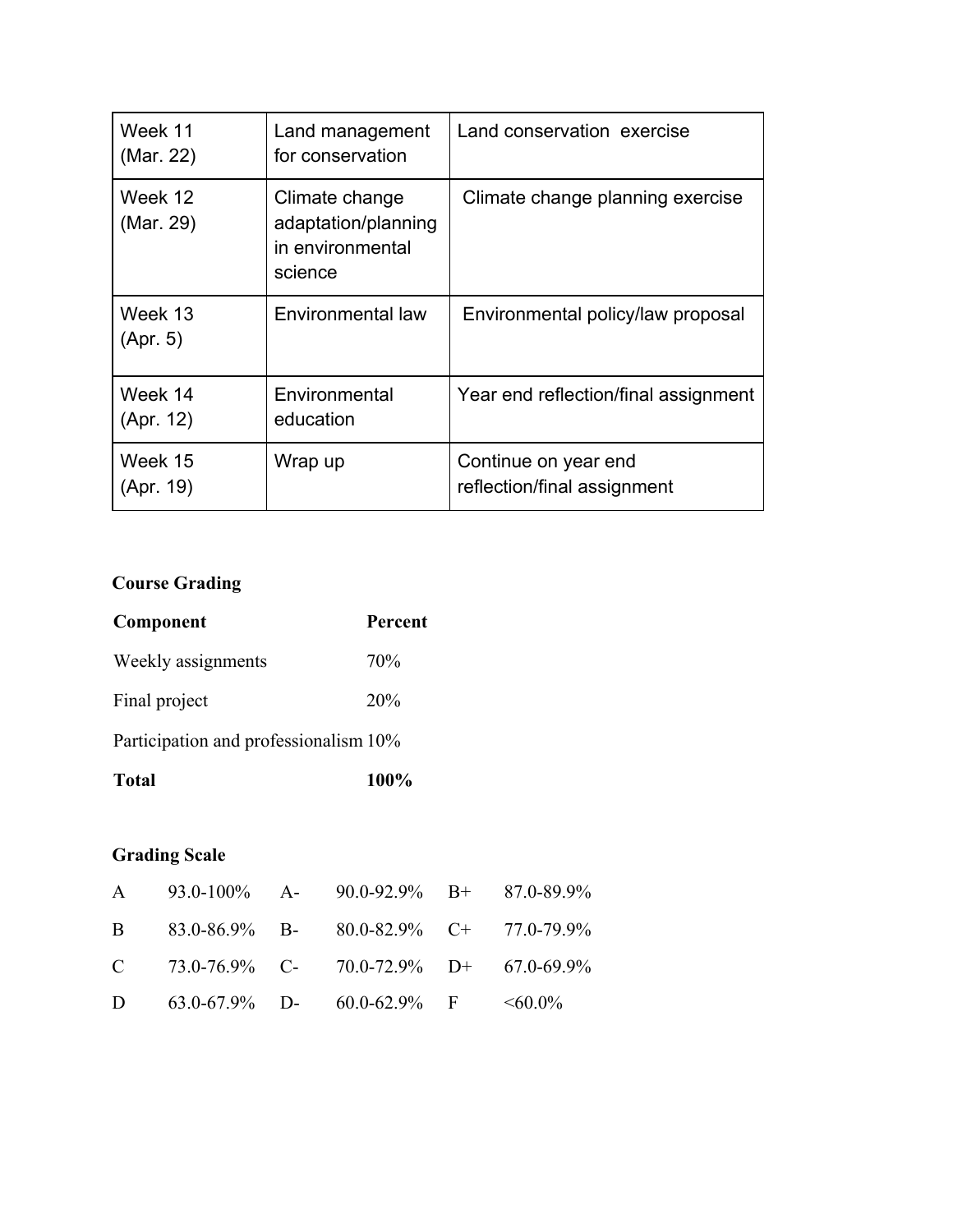| Week 11 (Mar. 22) | Land management for conservation | Land conservation exercise |
|---|---|---|
| Week 12 (Mar. 29) | Climate change adaptation/planning in environmental science | Climate change planning exercise |
| Week 13 (Apr. 5) | Environmental law | Environmental policy/law proposal |
| Week 14 (Apr. 12) | Environmental education | Year end reflection/final assignment |
| Week 15 (Apr. 19) | Wrap up | Continue on year end reflection/final assignment |

### Course Grading

| **Component** | **Percent** |
|---|---|
| Weekly assignments | 70% |
| Final project | 20% |
| Participation and professionalism | 10% |
| **Total** | **100%** |

### Grading Scale

| | | | | | |
|---|---|---|---|---|---|
| A | 93.0-100% | A- | 90.0-92.9% | B+ | 87.0-89.9% |
| B | 83.0-86.9% | B- | 80.0-82.9% | C+ | 77.0-79.9% |
| C | 73.0-76.9% | C- | 70.0-72.9% | D+ | 67.0-69.9% |
| D | 63.0-67.9% | D- | 60.0-62.9% | F | <60.0% |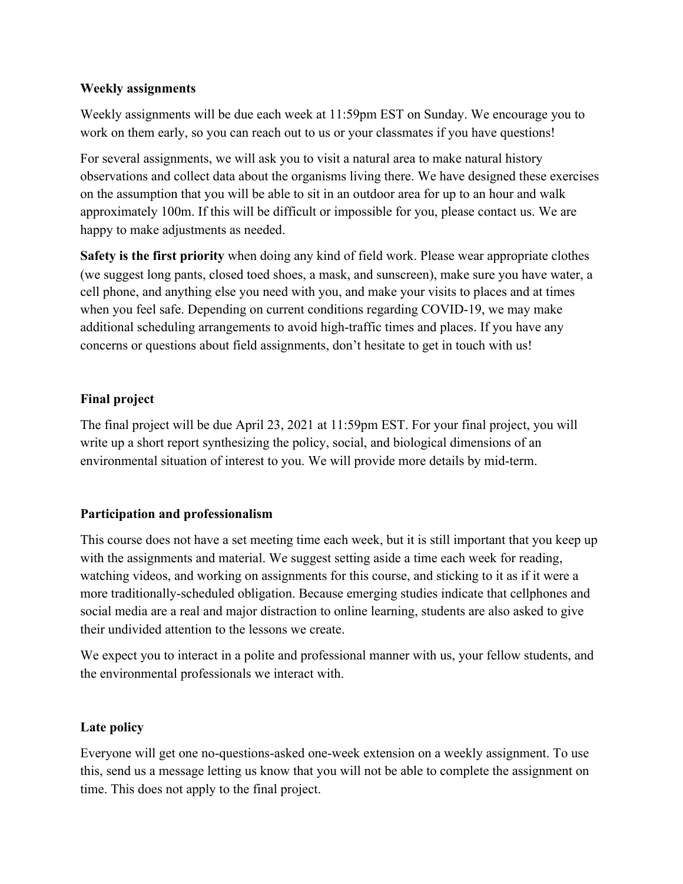### Weekly assignments

Weekly assignments will be due each week at 11:59pm EST on Sunday. We encourage you to work on them early, so you can reach out to us or your classmates if you have questions!

For several assignments, we will ask you to visit a natural area to make natural history observations and collect data about the organisms living there. We have designed these exercises on the assumption that you will be able to sit in an outdoor area for up to an hour and walk approximately 100m. If this will be difficult or impossible for you, please contact us. We are happy to make adjustments as needed.

**Safety is the first priority** when doing any kind of field work. Please wear appropriate clothes (we suggest long pants, closed toed shoes, a mask, and sunscreen), make sure you have water, a cell phone, and anything else you need with you, and make your visits to places and at times when you feel safe. Depending on current conditions regarding COVID-19, we may make additional scheduling arrangements to avoid high-traffic times and places. If you have any concerns or questions about field assignments, don't hesitate to get in touch with us!

### Final project

The final project will be due April 23, 2021 at 11:59pm EST. For your final project, you will write up a short report synthesizing the policy, social, and biological dimensions of an environmental situation of interest to you. We will provide more details by mid-term.

### Participation and professionalism

This course does not have a set meeting time each week, but it is still important that you keep up with the assignments and material. We suggest setting aside a time each week for reading, watching videos, and working on assignments for this course, and sticking to it as if it were a more traditionally-scheduled obligation. Because emerging studies indicate that cellphones and social media are a real and major distraction to online learning, students are also asked to give their undivided attention to the lessons we create.

We expect you to interact in a polite and professional manner with us, your fellow students, and the environmental professionals we interact with.

### Late policy

Everyone will get one no-questions-asked one-week extension on a weekly assignment. To use this, send us a message letting us know that you will not be able to complete the assignment on time. This does not apply to the final project.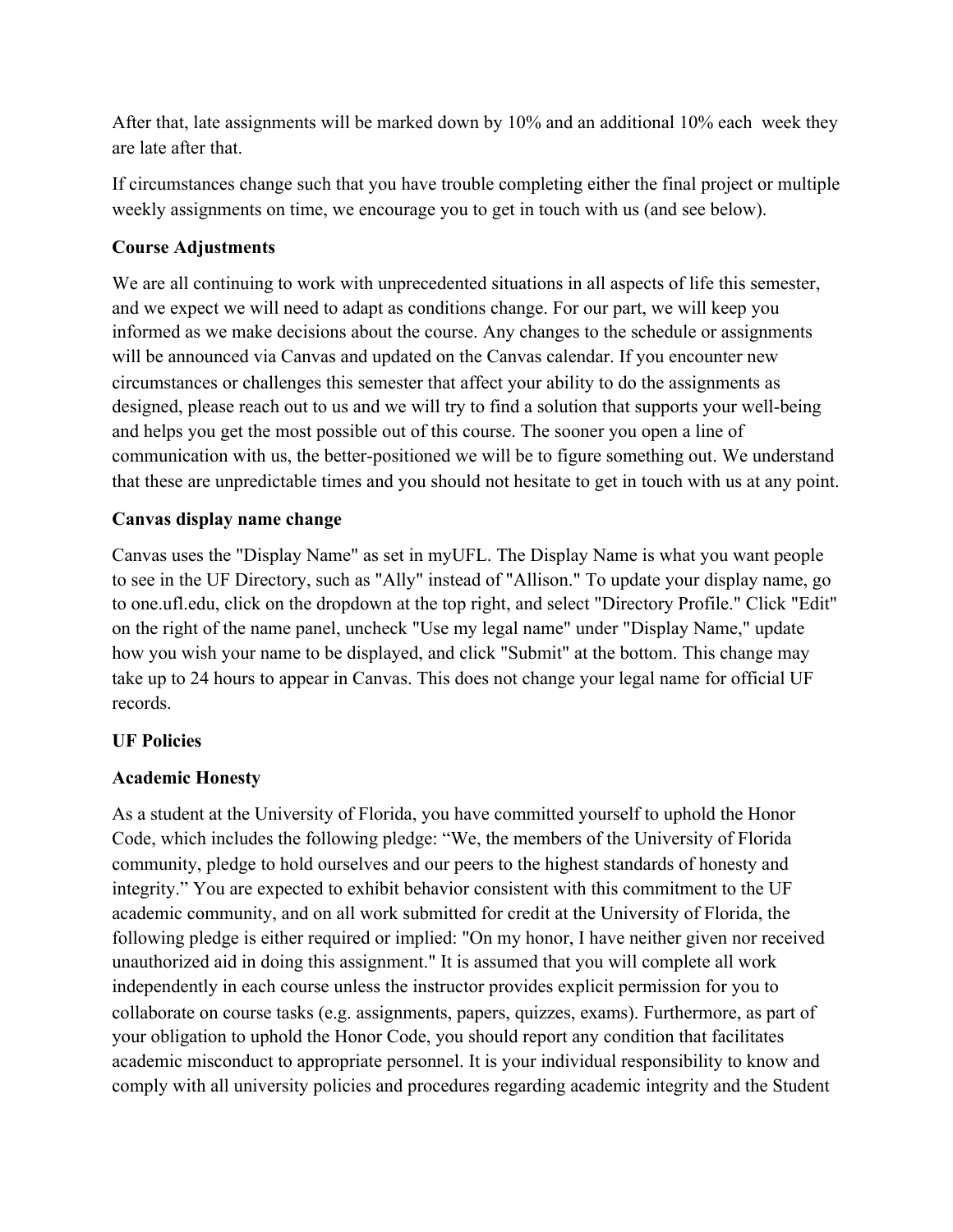After that, late assignments will be marked down by 10% and an additional 10% each week they are late after that.

If circumstances change such that you have trouble completing either the final project or multiple weekly assignments on time, we encourage you to get in touch with us (and see below).

**Course Adjustments**

We are all continuing to work with unprecedented situations in all aspects of life this semester, and we expect we will need to adapt as conditions change. For our part, we will keep you informed as we make decisions about the course. Any changes to the schedule or assignments will be announced via Canvas and updated on the Canvas calendar. If you encounter new circumstances or challenges this semester that affect your ability to do the assignments as designed, please reach out to us and we will try to find a solution that supports your well-being and helps you get the most possible out of this course. The sooner you open a line of communication with us, the better-positioned we will be to figure something out. We understand that these are unpredictable times and you should not hesitate to get in touch with us at any point.

**Canvas display name change**

Canvas uses the "Display Name" as set in myUFL. The Display Name is what you want people to see in the UF Directory, such as "Ally" instead of "Allison." To update your display name, go to one.ufl.edu, click on the dropdown at the top right, and select "Directory Profile." Click "Edit" on the right of the name panel, uncheck "Use my legal name" under "Display Name," update how you wish your name to be displayed, and click "Submit" at the bottom. This change may take up to 24 hours to appear in Canvas. This does not change your legal name for official UF records.

**UF Policies**

**Academic Honesty**

As a student at the University of Florida, you have committed yourself to uphold the Honor Code, which includes the following pledge: "We, the members of the University of Florida community, pledge to hold ourselves and our peers to the highest standards of honesty and integrity." You are expected to exhibit behavior consistent with this commitment to the UF academic community, and on all work submitted for credit at the University of Florida, the following pledge is either required or implied: "On my honor, I have neither given nor received unauthorized aid in doing this assignment." It is assumed that you will complete all work independently in each course unless the instructor provides explicit permission for you to collaborate on course tasks (e.g. assignments, papers, quizzes, exams). Furthermore, as part of your obligation to uphold the Honor Code, you should report any condition that facilitates academic misconduct to appropriate personnel. It is your individual responsibility to know and comply with all university policies and procedures regarding academic integrity and the Student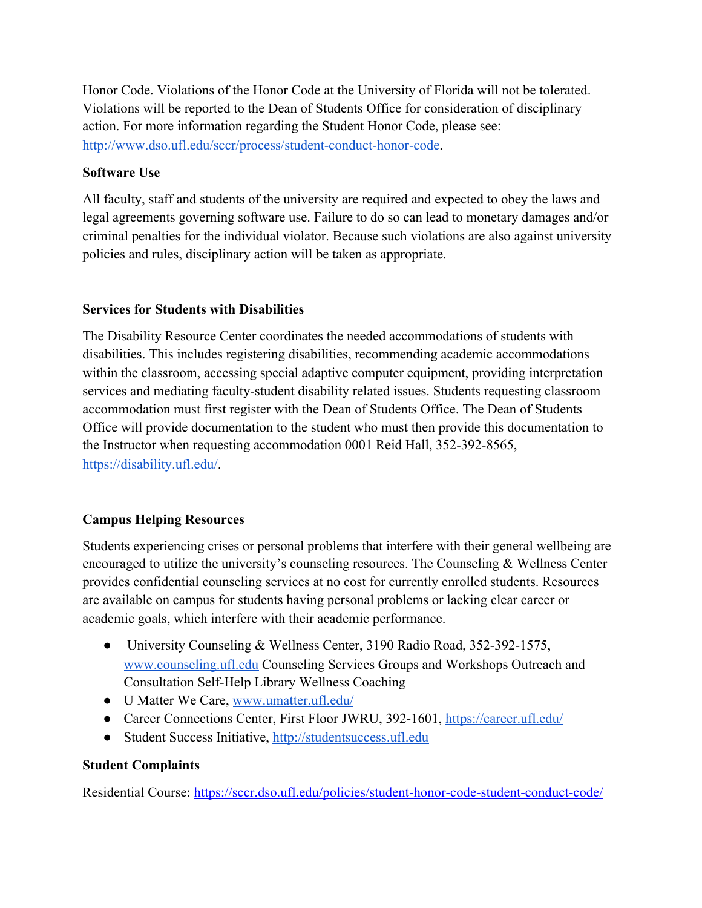Honor Code. Violations of the Honor Code at the University of Florida will not be tolerated. Violations will be reported to the Dean of Students Office for consideration of disciplinary action. For more information regarding the Student Honor Code, please see: [http://www.dso.ufl.edu/sccr/process/student-conduct-honor-code](http://www.dso.ufl.edu/sccr/process/student-conduct-honor-code).

**Software Use**

All faculty, staff and students of the university are required and expected to obey the laws and legal agreements governing software use. Failure to do so can lead to monetary damages and/or criminal penalties for the individual violator. Because such violations are also against university policies and rules, disciplinary action will be taken as appropriate.

**Services for Students with Disabilities**

The Disability Resource Center coordinates the needed accommodations of students with disabilities. This includes registering disabilities, recommending academic accommodations within the classroom, accessing special adaptive computer equipment, providing interpretation services and mediating faculty-student disability related issues. Students requesting classroom accommodation must first register with the Dean of Students Office. The Dean of Students Office will provide documentation to the student who must then provide this documentation to the Instructor when requesting accommodation 0001 Reid Hall, 352-392-8565, [https://disability.ufl.edu/](https://disability.ufl.edu/).

**Campus Helping Resources**

Students experiencing crises or personal problems that interfere with their general wellbeing are encouraged to utilize the university's counseling resources. The Counseling & Wellness Center provides confidential counseling services at no cost for currently enrolled students. Resources are available on campus for students having personal problems or lacking clear career or academic goals, which interfere with their academic performance.

- University Counseling & Wellness Center, 3190 Radio Road, 352-392-1575, [www.counseling.ufl.edu](www.counseling.ufl.edu) Counseling Services Groups and Workshops Outreach and Consultation Self-Help Library Wellness Coaching
- U Matter We Care, [www.umatter.ufl.edu/](www.umatter.ufl.edu/)
- Career Connections Center, First Floor JWRU, 392-1601, [https://career.ufl.edu/](https://career.ufl.edu/)
- Student Success Initiative, [http://studentsuccess.ufl.edu](http://studentsuccess.ufl.edu)

**Student Complaints**

Residential Course: [https://sccr.dso.ufl.edu/policies/student-honor-code-student-conduct-code/](https://sccr.dso.ufl.edu/policies/student-honor-code-student-conduct-code/)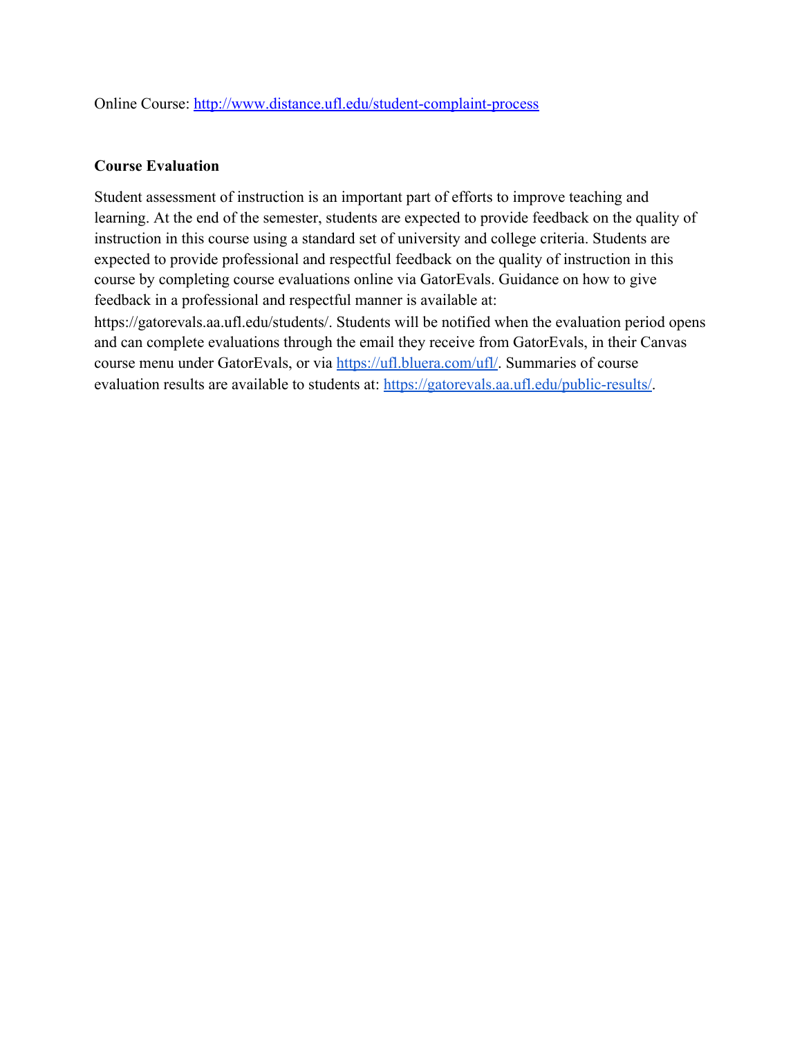Online Course: http://www.distance.ufl.edu/student-complaint-process

**Course Evaluation**

Student assessment of instruction is an important part of efforts to improve teaching and learning. At the end of the semester, students are expected to provide feedback on the quality of instruction in this course using a standard set of university and college criteria. Students are expected to provide professional and respectful feedback on the quality of instruction in this course by completing course evaluations online via GatorEvals. Guidance on how to give feedback in a professional and respectful manner is available at: https://gatorevals.aa.ufl.edu/students/. Students will be notified when the evaluation period opens and can complete evaluations through the email they receive from GatorEvals, in their Canvas course menu under GatorEvals, or via https://ufl.bluera.com/ufl/. Summaries of course evaluation results are available to students at: https://gatorevals.aa.ufl.edu/public-results/.